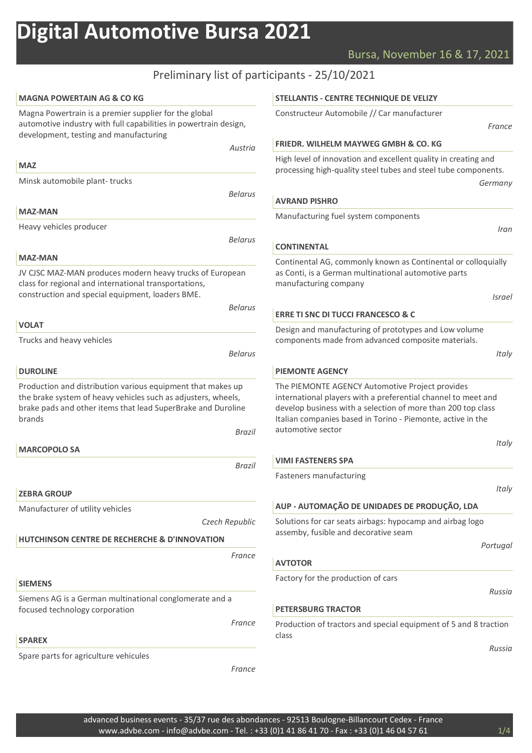# Digital Automotive Bursa 2021

Bursa, November 16 & 17, 2021

## Preliminary list of participants - 25/10/2021

### MAGNA POWERTAIN AG & CO KG

Magna Powertrain is a premier supplier for the global automotive industry with full capabilities in powertrain design, development, testing and manufacturing

*Austria*

### MAZ

Minsk automobile plant- trucks

*Belarus*

### MAZ-MAN

Heavy vehicles producer

*Belarus*

### MAZ-MAN

JV CJSC MAZ-MAN produces modern heavy trucks of European class for regional and international transportations, construction and special equipment, loaders BME.

*Belarus*

### VOLAT

Trucks and heavy vehicles

*Belarus*

### DUROLINE

Production and distribution various equipment that makes up the brake system of heavy vehicles such as adjusters, wheels, brake pads and other items that lead SuperBrake and Duroline brands

*Brazil*

### MARCOPOLO SA

*Brazil*

### ZEBRA GROUP

Manufacturer of utility vehicles

*Czech Republic*

### HUTCHINSON CENTRE DE RECHERCHE & D'INNOVATION

*France*

### SIEMENS

Siemens AG is a German multinational conglomerate and a focused technology corporation

*France*

### SPAREX

Spare parts for agriculture vehicules

*France*

### STELLANTIS - CENTRE TECHNIQUE DE VELIZY

Constructeur Automobile // Car manufacturer

*France*

### FRIEDR. WILHELM MAYWEG GMBH & CO. KG

High level of innovation and excellent quality in creating and processing high-quality steel tubes and steel tube components.

*Germany*

### AVRAND PISHRO

Manufacturing fuel system components

*Iran*

### CONTINENTAL

Continental AG, commonly known as Continental or colloquially as Conti, is a German multinational automotive parts manufacturing company

*Israel*

### ERRE TI SNC DI TUCCI FRANCESCO & C

Design and manufacturing of prototypes and Low volume components made from advanced composite materials.

*Italy*

### PIEMONTE AGENCY

The PIEMONTE AGENCY Automotive Project provides international players with a preferential channel to meet and develop business with a selection of more than 200 top class Italian companies based in Torino - Piemonte, active in the automotive sector

*Italy*

### VIMI FASTENERS SPA

Fasteners manufacturing

*Italy*

### AUP - AUTOMAÇÃO DE UNIDADES DE PRODUÇÃO, LDA

Solutions for car seats airbags: hypocamp and airbag logo assemby, fusible and decorative seam

*Portugal*

### AVTOTOR

Factory for the production of cars

*Russia*

### PETERSBURG TRACTOR

Production of tractors and special equipment of 5 and 8 traction class

*Russia*

advanced business events - 35/37 rue des abondances - 92513 Boulogne-Billancourt Cedex - France
www.advbe.com - info@advbe.com - Tel. : +33 (0)1 41 86 41 70 - Fax : +33 (0)1 46 04 57 61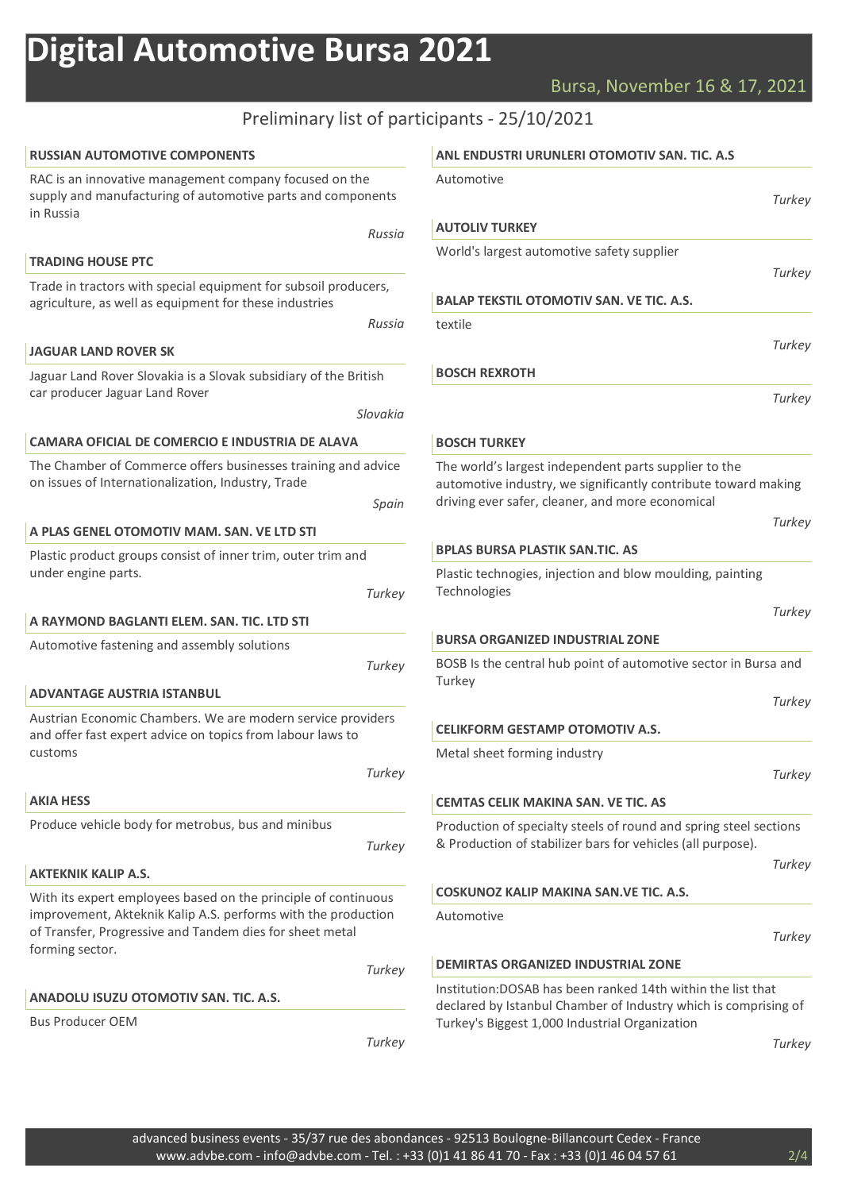# Digital Automotive Bursa 2021

Bursa, November 16 & 17, 2021

## Preliminary list of participants - 25/10/2021

### RUSSIAN AUTOMOTIVE COMPONENTS

RAC is an innovative management company focused on the supply and manufacturing of automotive parts and components in Russia

*Russia*

### TRADING HOUSE PTC

Trade in tractors with special equipment for subsoil producers, agriculture, as well as equipment for these industries

*Russia*

### JAGUAR LAND ROVER SK

Jaguar Land Rover Slovakia is a Slovak subsidiary of the British car producer Jaguar Land Rover

*Slovakia*

### CAMARA OFICIAL DE COMERCIO E INDUSTRIA DE ALAVA

The Chamber of Commerce offers businesses training and advice on issues of Internationalization, Industry, Trade

*Spain*

### A PLAS GENEL OTOMOTIV MAM. SAN. VE LTD STI

Plastic product groups consist of inner trim, outer trim and under engine parts.

*Turkey*

### A RAYMOND BAGLANTI ELEM. SAN. TIC. LTD STI

Automotive fastening and assembly solutions

*Turkey*

### ADVANTAGE AUSTRIA ISTANBUL

Austrian Economic Chambers. We are modern service providers and offer fast expert advice on topics from labour laws to customs

*Turkey*

### AKIA HESS

Produce vehicle body for metrobus, bus and minibus

*Turkey*

### AKTEKNIK KALIP A.S.

With its expert employees based on the principle of continuous improvement, Akteknik Kalip A.S. performs with the production of Transfer, Progressive and Tandem dies for sheet metal forming sector.

*Turkey*

### ANADOLU ISUZU OTOMOTIV SAN. TIC. A.S.

Bus Producer OEM

*Turkey*

### ANL ENDUSTRI URUNLERI OTOMOTIV SAN. TIC. A.S

Automotive

*Turkey*

### AUTOLIV TURKEY

World's largest automotive safety supplier

*Turkey*

### BALAP TEKSTIL OTOMOTIV SAN. VE TIC. A.S.

textile

*Turkey*

### BOSCH REXROTH

*Turkey*

### BOSCH TURKEY

The world's largest independent parts supplier to the automotive industry, we significantly contribute toward making driving ever safer, cleaner, and more economical

*Turkey*

### BPLAS BURSA PLASTIK SAN.TIC. AS

Plastic technogies, injection and blow moulding, painting Technologies

*Turkey*

### BURSA ORGANIZED INDUSTRIAL ZONE

BOSB Is the central hub point of automotive sector in Bursa and Turkey

*Turkey*

### CELIKFORM GESTAMP OTOMOTIV A.S.

Metal sheet forming industry

*Turkey*

### CEMTAS CELIK MAKINA SAN. VE TIC. AS

Production of specialty steels of round and spring steel sections & Production of stabilizer bars for vehicles (all purpose).

*Turkey*

### COSKUNOZ KALIP MAKINA SAN.VE TIC. A.S.

Automotive

*Turkey*

### DEMIRTAS ORGANIZED INDUSTRIAL ZONE

Institution:DOSAB has been ranked 14th within the list that declared by Istanbul Chamber of Industry which is comprising of Turkey's Biggest 1,000 Industrial Organization

*Turkey*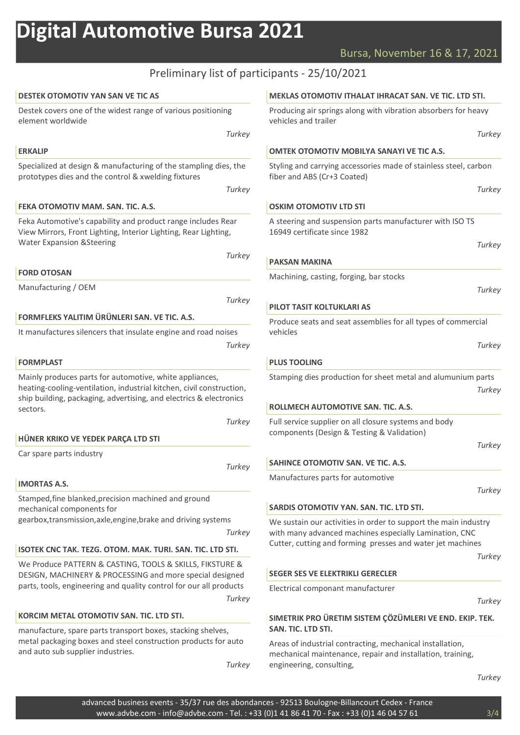# Digital Automotive Bursa 2021

Bursa, November 16 & 17, 2021

## Preliminary list of participants - 25/10/2021

### DESTEK OTOMOTIV YAN SAN VE TIC AS

Destek covers one of the widest range of various positioning element worldwide

*Turkey*

### ERKALIP

Specialized at design & manufacturing of the stampling dies, the prototypes dies and the control & xwelding fixtures

*Turkey*

### FEKA OTOMOTIV MAM. SAN. TIC. A.S.

Feka Automotive's capability and product range includes Rear View Mirrors, Front Lighting, Interior Lighting, Rear Lighting, Water Expansion &Steering

*Turkey*

### FORD OTOSAN

Manufacturing / OEM

*Turkey*

### FORMFLEKS YALITIM ÜRÜNLERI SAN. VE TIC. A.S.

It manufactures silencers that insulate engine and road noises

*Turkey*

### FORMPLAST

Mainly produces parts for automotive, white appliances, heating-cooling-ventilation, industrial kitchen, civil construction, ship building, packaging, advertising, and electrics & electronics sectors.

*Turkey*

### HÜNER KRIKO VE YEDEK PARÇA LTD STI

Car spare parts industry

*Turkey*

### IMORTAS A.S.

Stamped,fine blanked,precision machined and ground mechanical components for gearbox,transmission,axle,engine,brake and driving systems

*Turkey*

### ISOTEK CNC TAK. TEZG. OTOM. MAK. TURI. SAN. TIC. LTD STI.

We Produce PATTERN & CASTING, TOOLS & SKILLS, FIKSTURE & DESIGN, MACHINERY & PROCESSING and more special designed parts, tools, engineering and quality control for our all products

*Turkey*

### KORCIM METAL OTOMOTIV SAN. TIC. LTD STI.

manufacture, spare parts transport boxes, stacking shelves, metal packaging boxes and steel construction products for auto and auto sub supplier industries.

*Turkey*

### MEKLAS OTOMOTIV ITHALAT IHRACAT SAN. VE TIC. LTD STI.

Producing air springs along with vibration absorbers for heavy vehicles and trailer

*Turkey*

### OMTEK OTOMOTIV MOBILYA SANAYI VE TIC A.S.

Styling and carrying accessories made of stainless steel, carbon fiber and ABS (Cr+3 Coated)

*Turkey*

### OSKIM OTOMOTIV LTD STI

A steering and suspension parts manufacturer with ISO TS 16949 certificate since 1982

*Turkey*

### PAKSAN MAKINA

Machining, casting, forging, bar stocks

*Turkey*

### PILOT TASIT KOLTUKLARI AS

Produce seats and seat assemblies for all types of commercial vehicles

*Turkey*

### PLUS TOOLING

Stamping dies production for sheet metal and alumunium parts

*Turkey*

### ROLLMECH AUTOMOTIVE SAN. TIC. A.S.

Full service supplier on all closure systems and body components (Design & Testing & Validation)

*Turkey*

### SAHINCE OTOMOTIV SAN. VE TIC. A.S.

Manufactures parts for automotive

*Turkey*

### SARDIS OTOMOTIV YAN. SAN. TIC. LTD STI.

We sustain our activities in order to support the main industry with many advanced machines especially Lamination, CNC Cutter, cutting and forming presses and water jet machines

*Turkey*

### SEGER SES VE ELEKTRIKLI GERECLER

Electrical componant manufacturer

*Turkey*

### SIMETRIK PRO ÜRETIM SISTEM ÇÖZÜMLERI VE END. EKIP. TEK. SAN. TIC. LTD STI.

Areas of industrial contracting, mechanical installation, mechanical maintenance, repair and installation, training, engineering, consulting,

*Turkey*

advanced business events - 35/37 rue des abondances - 92513 Boulogne-Billancourt Cedex - France
www.advbe.com - info@advbe.com - Tel. : +33 (0)1 41 86 41 70 - Fax : +33 (0)1 46 04 57 61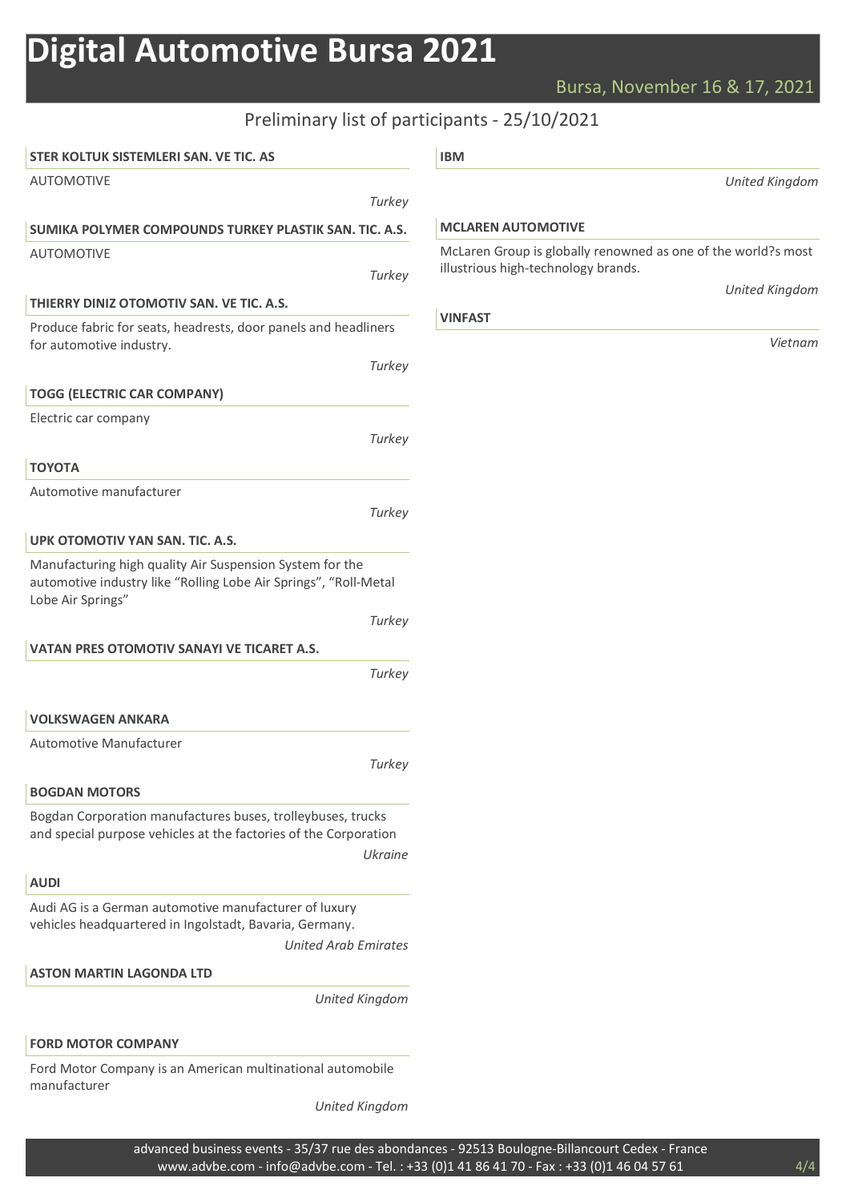# Digital Automotive Bursa 2021

Bursa, November 16 & 17, 2021

## Preliminary list of participants - 25/10/2021

### STER KOLTUK SISTEMLERI SAN. VE TIC. AS

AUTOMOTIVE

*Turkey*

### SUMIKA POLYMER COMPOUNDS TURKEY PLASTIK SAN. TIC. A.S.

AUTOMOTIVE

*Turkey*

### THIERRY DINIZ OTOMOTIV SAN. VE TIC. A.S.

Produce fabric for seats, headrests, door panels and headliners for automotive industry.

*Turkey*

### TOGG (ELECTRIC CAR COMPANY)

Electric car company

*Turkey*

### TOYOTA

Automotive manufacturer

*Turkey*

### UPK OTOMOTIV YAN SAN. TIC. A.S.

Manufacturing high quality Air Suspension System for the automotive industry like "Rolling Lobe Air Springs", "Roll-Metal Lobe Air Springs"

*Turkey*

### VATAN PRES OTOMOTIV SANAYI VE TICARET A.S.

*Turkey*

### VOLKSWAGEN ANKARA

Automotive Manufacturer

*Turkey*

### BOGDAN MOTORS

Bogdan Corporation manufactures buses, trolleybuses, trucks and special purpose vehicles at the factories of the Corporation

*Ukraine*

### AUDI

Audi AG is a German automotive manufacturer of luxury vehicles headquartered in Ingolstadt, Bavaria, Germany.

*United Arab Emirates*

### ASTON MARTIN LAGONDA LTD

*United Kingdom*

### FORD MOTOR COMPANY

Ford Motor Company is an American multinational automobile manufacturer

*United Kingdom*

### IBM

*United Kingdom*

### MCLAREN AUTOMOTIVE

McLaren Group is globally renowned as one of the world?s most illustrious high-technology brands.

*United Kingdom*

### VINFAST

*Vietnam*

advanced business events - 35/37 rue des abondances - 92513 Boulogne-Billancourt Cedex - France
www.advbe.com - info@advbe.com - Tel. : +33 (0)1 41 86 41 70 - Fax : +33 (0)1 46 04 57 61